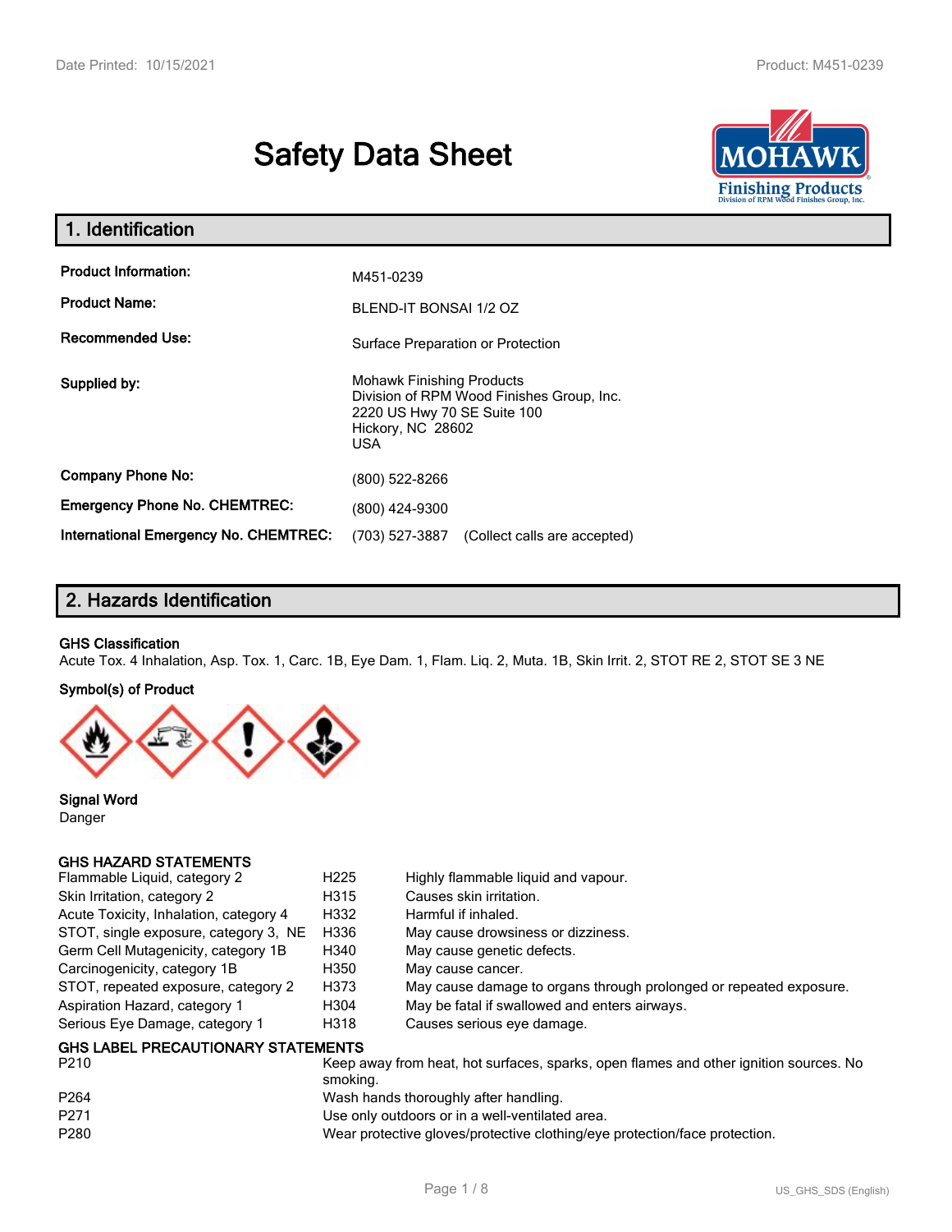# Safety Data Sheet

## 1. Identification

| | |
|---|---|
| **Product Information:** | M451-0239 |
| **Product Name:** | BLEND-IT BONSAI 1/2 OZ |
| **Recommended Use:** | Surface Preparation or Protection |
| **Supplied by:** | Mohawk Finishing Products<br>Division of RPM Wood Finishes Group, Inc.<br>2220 US Hwy 70 SE Suite 100<br>Hickory, NC 28602<br>USA |
| **Company Phone No:** | (800) 522-8266 |
| **Emergency Phone No. CHEMTREC:** | (800) 424-9300 |
| **International Emergency No. CHEMTREC:** | (703) 527-3887 (Collect calls are accepted) |

## 2. Hazards Identification

**GHS Classification**

Acute Tox. 4 Inhalation, Asp. Tox. 1, Carc. 1B, Eye Dam. 1, Flam. Liq. 2, Muta. 1B, Skin Irrit. 2, STOT RE 2, STOT SE 3 NE

**Symbol(s) of Product**

**Signal Word**

Danger

**GHS HAZARD STATEMENTS**

| | | |
|---|---|---|
| Flammable Liquid, category 2 | H225 | Highly flammable liquid and vapour. |
| Skin Irritation, category 2 | H315 | Causes skin irritation. |
| Acute Toxicity, Inhalation, category 4 | H332 | Harmful if inhaled. |
| STOT, single exposure, category 3, NE | H336 | May cause drowsiness or dizziness. |
| Germ Cell Mutagenicity, category 1B | H340 | May cause genetic defects. |
| Carcinogenicity, category 1B | H350 | May cause cancer. |
| STOT, repeated exposure, category 2 | H373 | May cause damage to organs through prolonged or repeated exposure. |
| Aspiration Hazard, category 1 | H304 | May be fatal if swallowed and enters airways. |
| Serious Eye Damage, category 1 | H318 | Causes serious eye damage. |

**GHS LABEL PRECAUTIONARY STATEMENTS**

| | |
|---|---|
| P210 | Keep away from heat, hot surfaces, sparks, open flames and other ignition sources. No smoking. |
| P264 | Wash hands thoroughly after handling. |
| P271 | Use only outdoors or in a well-ventilated area. |
| P280 | Wear protective gloves/protective clothing/eye protection/face protection. |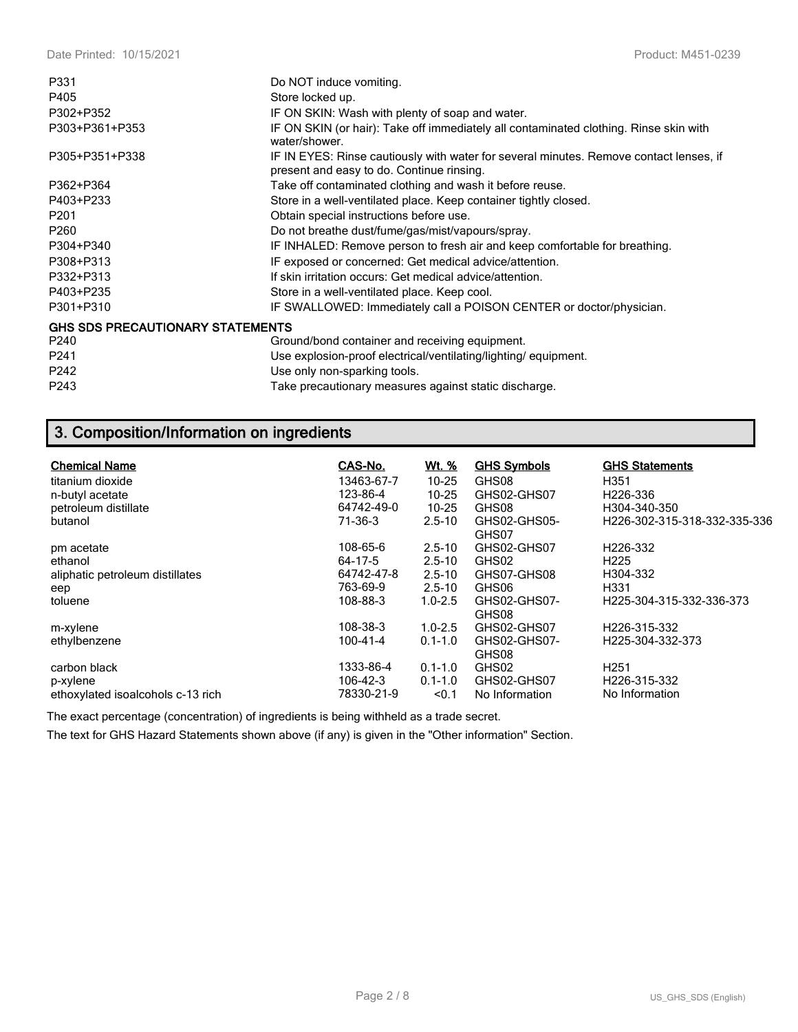| | |
|---|---|
| P331 | Do NOT induce vomiting. |
| P405 | Store locked up. |
| P302+P352 | IF ON SKIN: Wash with plenty of soap and water. |
| P303+P361+P353 | IF ON SKIN (or hair): Take off immediately all contaminated clothing. Rinse skin with water/shower. |
| P305+P351+P338 | IF IN EYES: Rinse cautiously with water for several minutes. Remove contact lenses, if present and easy to do. Continue rinsing. |
| P362+P364 | Take off contaminated clothing and wash it before reuse. |
| P403+P233 | Store in a well-ventilated place. Keep container tightly closed. |
| P201 | Obtain special instructions before use. |
| P260 | Do not breathe dust/fume/gas/mist/vapours/spray. |
| P304+P340 | IF INHALED: Remove person to fresh air and keep comfortable for breathing. |
| P308+P313 | IF exposed or concerned: Get medical advice/attention. |
| P332+P313 | If skin irritation occurs: Get medical advice/attention. |
| P403+P235 | Store in a well-ventilated place. Keep cool. |
| P301+P310 | IF SWALLOWED: Immediately call a POISON CENTER or doctor/physician. |

**GHS SDS PRECAUTIONARY STATEMENTS**

| | |
|---|---|
| P240 | Ground/bond container and receiving equipment. |
| P241 | Use explosion-proof electrical/ventilating/lighting/ equipment. |
| P242 | Use only non-sparking tools. |
| P243 | Take precautionary measures against static discharge. |

## 3. Composition/Information on ingredients

| Chemical Name | CAS-No. | Wt. % | GHS Symbols | GHS Statements |
|---|---|---|---|---|
| titanium dioxide | 13463-67-7 | 10-25 | GHS08 | H351 |
| n-butyl acetate | 123-86-4 | 10-25 | GHS02-GHS07 | H226-336 |
| petroleum distillate | 64742-49-0 | 10-25 | GHS08 | H304-340-350 |
| butanol | 71-36-3 | 2.5-10 | GHS02-GHS05-GHS07 | H226-302-315-318-332-335-336 |
| pm acetate | 108-65-6 | 2.5-10 | GHS02-GHS07 | H226-332 |
| ethanol | 64-17-5 | 2.5-10 | GHS02 | H225 |
| aliphatic petroleum distillates | 64742-47-8 | 2.5-10 | GHS07-GHS08 | H304-332 |
| eep | 763-69-9 | 2.5-10 | GHS06 | H331 |
| toluene | 108-88-3 | 1.0-2.5 | GHS02-GHS07-GHS08 | H225-304-315-332-336-373 |
| m-xylene | 108-38-3 | 1.0-2.5 | GHS02-GHS07 | H226-315-332 |
| ethylbenzene | 100-41-4 | 0.1-1.0 | GHS02-GHS07-GHS08 | H225-304-332-373 |
| carbon black | 1333-86-4 | 0.1-1.0 | GHS02 | H251 |
| p-xylene | 106-42-3 | 0.1-1.0 | GHS02-GHS07 | H226-315-332 |
| ethoxylated isalcohols c-13 rich | 78330-21-9 | <0.1 | No Information | No Information |

The exact percentage (concentration) of ingredients is being withheld as a trade secret.

The text for GHS Hazard Statements shown above (if any) is given in the "Other information" Section.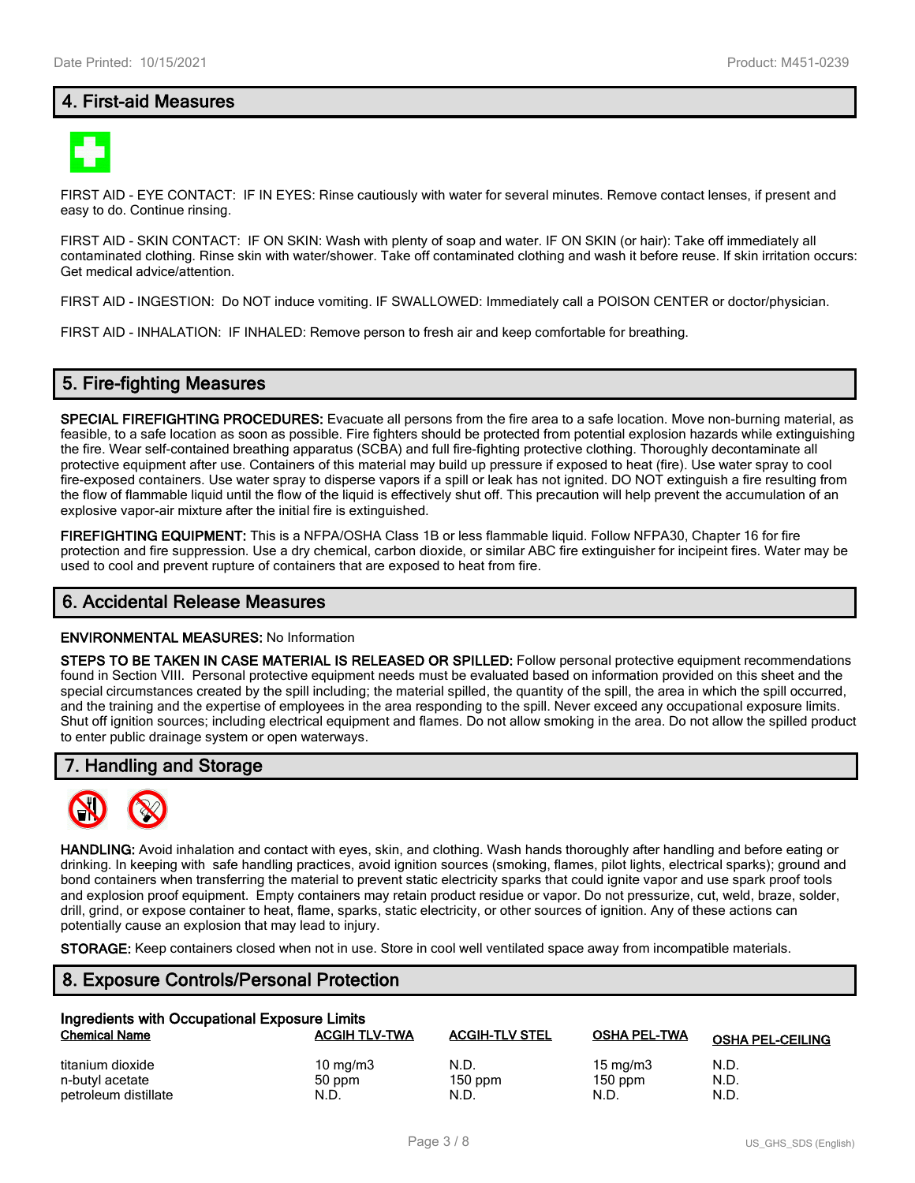## 4. First-aid Measures

FIRST AID - EYE CONTACT: IF IN EYES: Rinse cautiously with water for several minutes. Remove contact lenses, if present and easy to do. Continue rinsing.

FIRST AID - SKIN CONTACT: IF ON SKIN: Wash with plenty of soap and water. IF ON SKIN (or hair): Take off immediately all contaminated clothing. Rinse skin with water/shower. Take off contaminated clothing and wash it before reuse. If skin irritation occurs: Get medical advice/attention.

FIRST AID - INGESTION: Do NOT induce vomiting. IF SWALLOWED: Immediately call a POISON CENTER or doctor/physician.

FIRST AID - INHALATION: IF INHALED: Remove person to fresh air and keep comfortable for breathing.

## 5. Fire-fighting Measures

**SPECIAL FIREFIGHTING PROCEDURES:** Evacuate all persons from the fire area to a safe location. Move non-burning material, as feasible, to a safe location as soon as possible. Fire fighters should be protected from potential explosion hazards while extinguishing the fire. Wear self-contained breathing apparatus (SCBA) and full fire-fighting protective clothing. Thoroughly decontaminate all protective equipment after use. Containers of this material may build up pressure if exposed to heat (fire). Use water spray to cool fire-exposed containers. Use water spray to disperse vapors if a spill or leak has not ignited. DO NOT extinguish a fire resulting from the flow of flammable liquid until the flow of the liquid is effectively shut off. This precaution will help prevent the accumulation of an explosive vapor-air mixture after the initial fire is extinguished.

**FIREFIGHTING EQUIPMENT:** This is a NFPA/OSHA Class 1B or less flammable liquid. Follow NFPA30, Chapter 16 for fire protection and fire suppression. Use a dry chemical, carbon dioxide, or similar ABC fire extinguisher for incipeint fires. Water may be used to cool and prevent rupture of containers that are exposed to heat from fire.

## 6. Accidental Release Measures

**ENVIRONMENTAL MEASURES:** No Information

**STEPS TO BE TAKEN IN CASE MATERIAL IS RELEASED OR SPILLED:** Follow personal protective equipment recommendations found in Section VIII. Personal protective equipment needs must be evaluated based on information provided on this sheet and the special circumstances created by the spill including; the material spilled, the quantity of the spill, the area in which the spill occurred, and the training and the expertise of employees in the area responding to the spill. Never exceed any occupational exposure limits. Shut off ignition sources; including electrical equipment and flames. Do not allow smoking in the area. Do not allow the spilled product to enter public drainage system or open waterways.

## 7. Handling and Storage

**HANDLING:** Avoid inhalation and contact with eyes, skin, and clothing. Wash hands thoroughly after handling and before eating or drinking. In keeping with safe handling practices, avoid ignition sources (smoking, flames, pilot lights, electrical sparks); ground and bond containers when transferring the material to prevent static electricity sparks that could ignite vapor and use spark proof tools and explosion proof equipment. Empty containers may retain product residue or vapor. Do not pressurize, cut, weld, braze, solder, drill, grind, or expose container to heat, flame, sparks, static electricity, or other sources of ignition. Any of these actions can potentially cause an explosion that may lead to injury.

**STORAGE:** Keep containers closed when not in use. Store in cool well ventilated space away from incompatible materials.

## 8. Exposure Controls/Personal Protection

**Ingredients with Occupational Exposure Limits**

| Chemical Name | ACGIH TLV-TWA | ACGIH-TLV STEL | OSHA PEL-TWA | OSHA PEL-CEILING |
|---|---|---|---|---|
| titanium dioxide | 10 mg/m3 | N.D. | 15 mg/m3 | N.D. |
| n-butyl acetate | 50 ppm | 150 ppm | 150 ppm | N.D. |
| petroleum distillate | N.D. | N.D. | N.D. | N.D. |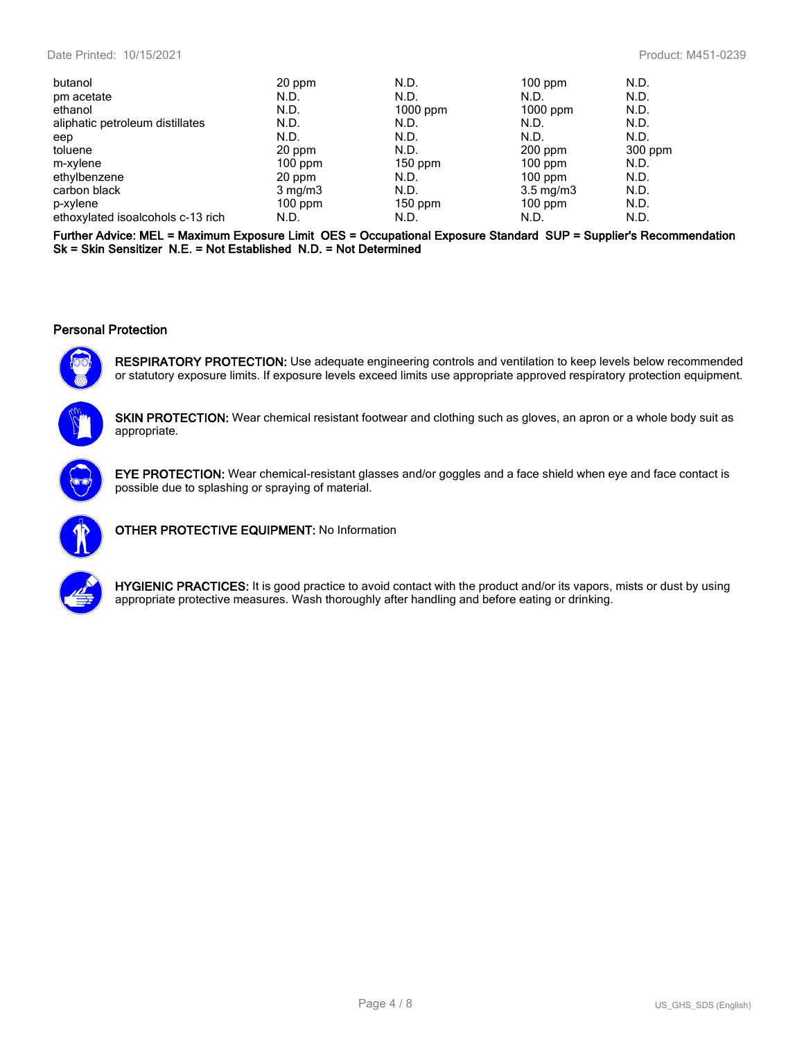| | | | | |
|---|---|---|---|---|
| butanol | 20 ppm | N.D. | 100 ppm | N.D. |
| pm acetate | N.D. | N.D. | N.D. | N.D. |
| ethanol | N.D. | 1000 ppm | 1000 ppm | N.D. |
| aliphatic petroleum distillates | N.D. | N.D. | N.D. | N.D. |
| eep | N.D. | N.D. | N.D. | N.D. |
| toluene | 20 ppm | N.D. | 200 ppm | 300 ppm |
| m-xylene | 100 ppm | 150 ppm | 100 ppm | N.D. |
| ethylbenzene | 20 ppm | N.D. | 100 ppm | N.D. |
| carbon black | 3 mg/m3 | N.D. | 3.5 mg/m3 | N.D. |
| p-xylene | 100 ppm | 150 ppm | 100 ppm | N.D. |
| ethoxylated isoalcohols c-13 rich | N.D. | N.D. | N.D. | N.D. |

**Further Advice: MEL = Maximum Exposure Limit OES = Occupational Exposure Standard SUP = Supplier's Recommendation Sk = Skin Sensitizer N.E. = Not Established N.D. = Not Determined**

### Personal Protection

**RESPIRATORY PROTECTION:** Use adequate engineering controls and ventilation to keep levels below recommended or statutory exposure limits. If exposure levels exceed limits use appropriate approved respiratory protection equipment.

**SKIN PROTECTION:** Wear chemical resistant footwear and clothing such as gloves, an apron or a whole body suit as appropriate.

**EYE PROTECTION:** Wear chemical-resistant glasses and/or goggles and a face shield when eye and face contact is possible due to splashing or spraying of material.

**OTHER PROTECTIVE EQUIPMENT:** No Information

**HYGIENIC PRACTICES:** It is good practice to avoid contact with the product and/or its vapors, mists or dust by using appropriate protective measures. Wash thoroughly after handling and before eating or drinking.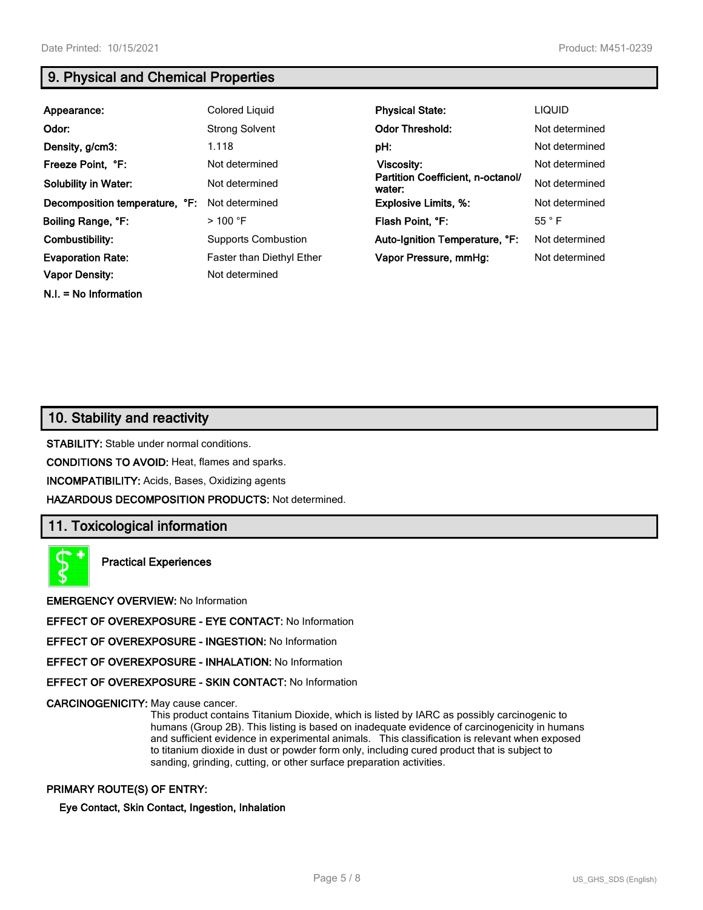## 9. Physical and Chemical Properties

| | | | |
|---|---|---|---|
| **Appearance:** | Colored Liquid | **Physical State:** | LIQUID |
| **Odor:** | Strong Solvent | **Odor Threshold:** | Not determined |
| **Density, g/cm3:** | 1.118 | **pH:** | Not determined |
| **Freeze Point, °F:** | Not determined | **Viscosity:** | Not determined |
| **Solubility in Water:** | Not determined | **Partition Coefficient, n-octanol/ water:** | Not determined |
| **Decomposition temperature, °F:** | Not determined | **Explosive Limits, %:** | Not determined |
| **Boiling Range, °F:** | > 100 °F | **Flash Point, °F:** | 55 ° F |
| **Combustibility:** | Supports Combustion | **Auto-Ignition Temperature, °F:** | Not determined |
| **Evaporation Rate:** | Faster than Diethyl Ether | **Vapor Pressure, mmHg:** | Not determined |
| **Vapor Density:** | Not determined | | |

**N.I. = No Information**

## 10. Stability and reactivity

**STABILITY:** Stable under normal conditions.

**CONDITIONS TO AVOID:** Heat, flames and sparks.

**INCOMPATIBILITY:** Acids, Bases, Oxidizing agents

**HAZARDOUS DECOMPOSITION PRODUCTS:** Not determined.

## 11. Toxicological information

**Practical Experiences**

**EMERGENCY OVERVIEW:** No Information

**EFFECT OF OVEREXPOSURE - EYE CONTACT:** No Information

**EFFECT OF OVEREXPOSURE - INGESTION:** No Information

**EFFECT OF OVEREXPOSURE - INHALATION:** No Information

**EFFECT OF OVEREXPOSURE - SKIN CONTACT:** No Information

**CARCINOGENICITY:** May cause cancer.
This product contains Titanium Dioxide, which is listed by IARC as possibly carcinogenic to humans (Group 2B). This listing is based on inadequate evidence of carcinogenicity in humans and sufficient evidence in experimental animals. This classification is relevant when exposed to titanium dioxide in dust or powder form only, including cured product that is subject to sanding, grinding, cutting, or other surface preparation activities.

**PRIMARY ROUTE(S) OF ENTRY:**

**Eye Contact, Skin Contact, Ingestion, Inhalation**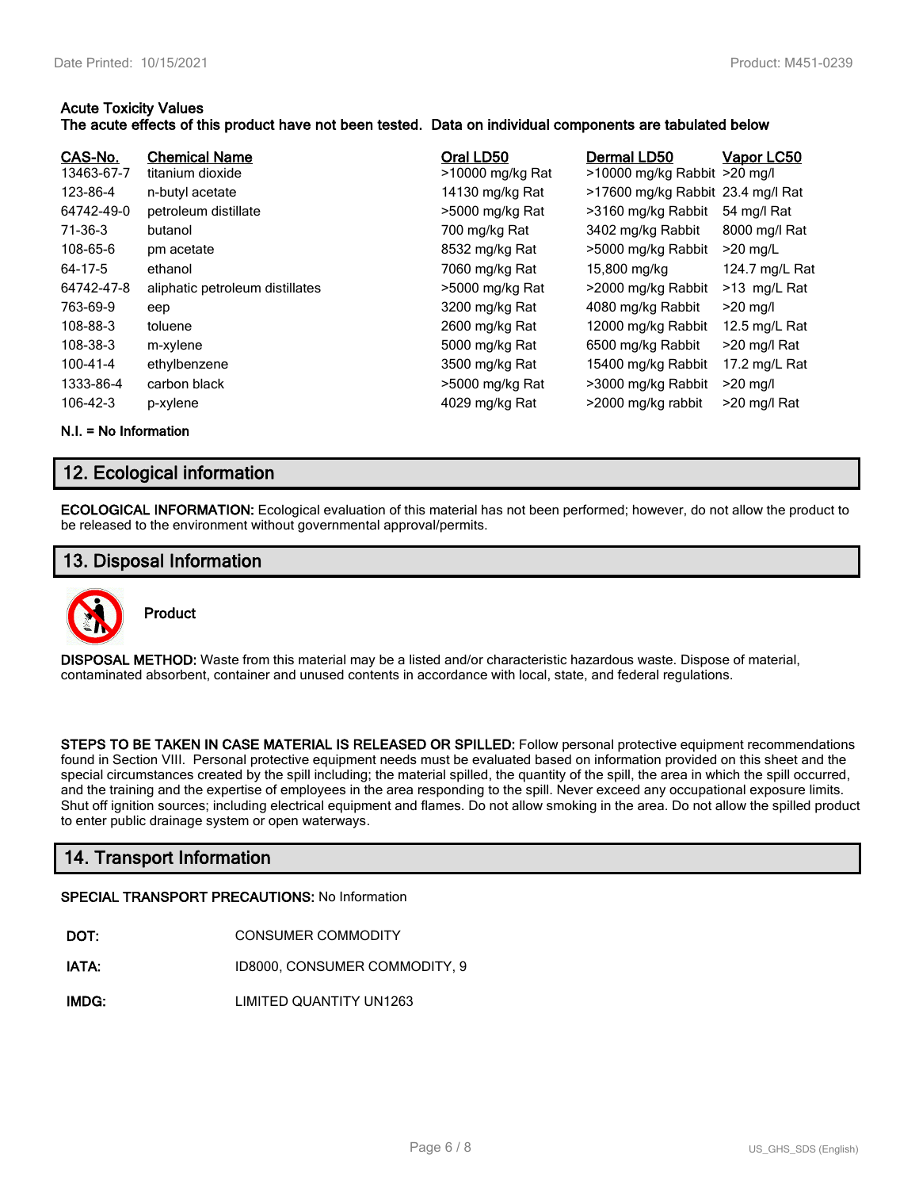**Acute Toxicity Values**
**The acute effects of this product have not been tested. Data on individual components are tabulated below**

| CAS-No. | Chemical Name | Oral LD50 | Dermal LD50 | Vapor LC50 |
|---|---|---|---|---|
| 13463-67-7 | titanium dioxide | >10000 mg/kg Rat | >10000 mg/kg Rabbit | >20 mg/l |
| 123-86-4 | n-butyl acetate | 14130 mg/kg Rat | >17600 mg/kg Rabbit | 23.4 mg/l Rat |
| 64742-49-0 | petroleum distillate | >5000 mg/kg Rat | >3160 mg/kg Rabbit | 54 mg/l Rat |
| 71-36-3 | butanol | 700 mg/kg Rat | 3402 mg/kg Rabbit | 8000 mg/l Rat |
| 108-65-6 | pm acetate | 8532 mg/kg Rat | >5000 mg/kg Rabbit | >20 mg/L |
| 64-17-5 | ethanol | 7060 mg/kg Rat | 15,800 mg/kg | 124.7 mg/L Rat |
| 64742-47-8 | aliphatic petroleum distillates | >5000 mg/kg Rat | >2000 mg/kg Rabbit | >13 mg/L Rat |
| 763-69-9 | eep | 3200 mg/kg Rat | 4080 mg/kg Rabbit | >20 mg/l |
| 108-88-3 | toluene | 2600 mg/kg Rat | 12000 mg/kg Rabbit | 12.5 mg/L Rat |
| 108-38-3 | m-xylene | 5000 mg/kg Rat | 6500 mg/kg Rabbit | >20 mg/l Rat |
| 100-41-4 | ethylbenzene | 3500 mg/kg Rat | 15400 mg/kg Rabbit | 17.2 mg/L Rat |
| 1333-86-4 | carbon black | >5000 mg/kg Rat | >3000 mg/kg Rabbit | >20 mg/l |
| 106-42-3 | p-xylene | 4029 mg/kg Rat | >2000 mg/kg rabbit | >20 mg/l Rat |

**N.I. = No Information**

## 12. Ecological information

**ECOLOGICAL INFORMATION:** Ecological evaluation of this material has not been performed; however, do not allow the product to be released to the environment without governmental approval/permits.

## 13. Disposal Information

**Product**

**DISPOSAL METHOD:** Waste from this material may be a listed and/or characteristic hazardous waste. Dispose of material, contaminated absorbent, container and unused contents in accordance with local, state, and federal regulations.

**STEPS TO BE TAKEN IN CASE MATERIAL IS RELEASED OR SPILLED:** Follow personal protective equipment recommendations found in Section VIII. Personal protective equipment needs must be evaluated based on information provided on this sheet and the special circumstances created by the spill including; the material spilled, the quantity of the spill, the area in which the spill occurred, and the training and the expertise of employees in the area responding to the spill. Never exceed any occupational exposure limits. Shut off ignition sources; including electrical equipment and flames. Do not allow smoking in the area. Do not allow the spilled product to enter public drainage system or open waterways.

## 14. Transport Information

**SPECIAL TRANSPORT PRECAUTIONS:** No Information

**DOT:** CONSUMER COMMODITY

**IATA:** ID8000, CONSUMER COMMODITY, 9

**IMDG:** LIMITED QUANTITY UN1263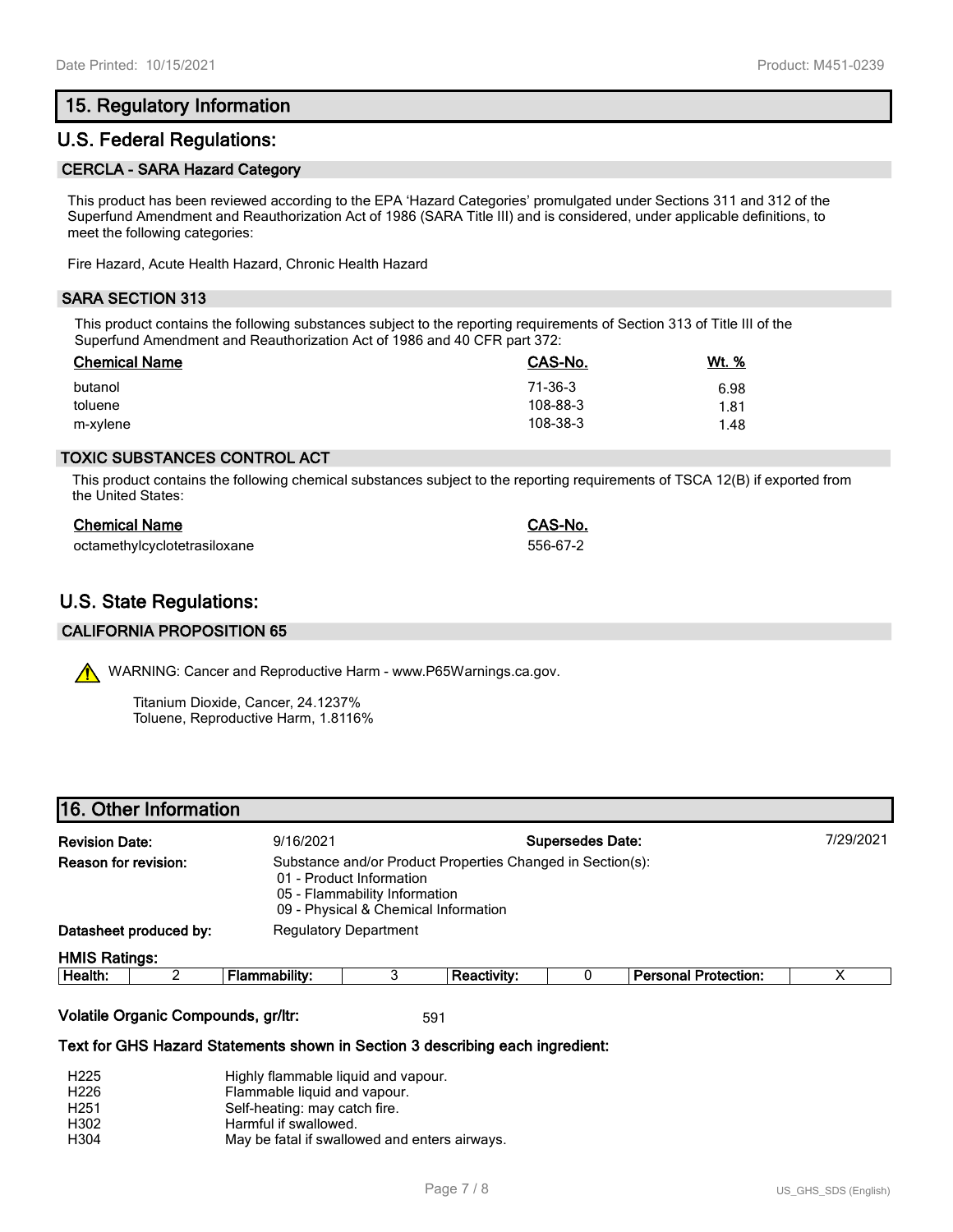## 15. Regulatory Information

## U.S. Federal Regulations:

### CERCLA - SARA Hazard Category

This product has been reviewed according to the EPA 'Hazard Categories' promulgated under Sections 311 and 312 of the Superfund Amendment and Reauthorization Act of 1986 (SARA Title III) and is considered, under applicable definitions, to meet the following categories:

Fire Hazard, Acute Health Hazard, Chronic Health Hazard

### SARA SECTION 313

This product contains the following substances subject to the reporting requirements of Section 313 of Title III of the Superfund Amendment and Reauthorization Act of 1986 and 40 CFR part 372:

| Chemical Name | CAS-No. | Wt. % |
|---|---|---|
| butanol | 71-36-3 | 6.98 |
| toluene | 108-88-3 | 1.81 |
| m-xylene | 108-38-3 | 1.48 |

### TOXIC SUBSTANCES CONTROL ACT

This product contains the following chemical substances subject to the reporting requirements of TSCA 12(B) if exported from the United States:

| Chemical Name | CAS-No. |
|---|---|
| octamethylcyclotetrasiloxane | 556-67-2 |

## U.S. State Regulations:

### CALIFORNIA PROPOSITION 65

WARNING: Cancer and Reproductive Harm - www.P65Warnings.ca.gov.

Titanium Dioxide, Cancer, 24.1237%
Toluene, Reproductive Harm, 1.8116%

## 16. Other Information

**Revision Date:** 9/16/2021 **Supersedes Date:** 7/29/2021

**Reason for revision:** Substance and/or Product Properties Changed in Section(s):
- 01 - Product Information
- 05 - Flammability Information
- 09 - Physical & Chemical Information

**Datasheet produced by:** Regulatory Department

**HMIS Ratings:**

| Health: | 2 | Flammability: | 3 | Reactivity: | 0 | Personal Protection: | X |
|---|---|---|---|---|---|---|---|

**Volatile Organic Compounds, gr/ltr:** 591

**Text for GHS Hazard Statements shown in Section 3 describing each ingredient:**

| | |
|---|---|
| H225 | Highly flammable liquid and vapour. |
| H226 | Flammable liquid and vapour. |
| H251 | Self-heating: may catch fire. |
| H302 | Harmful if swallowed. |
| H304 | May be fatal if swallowed and enters airways. |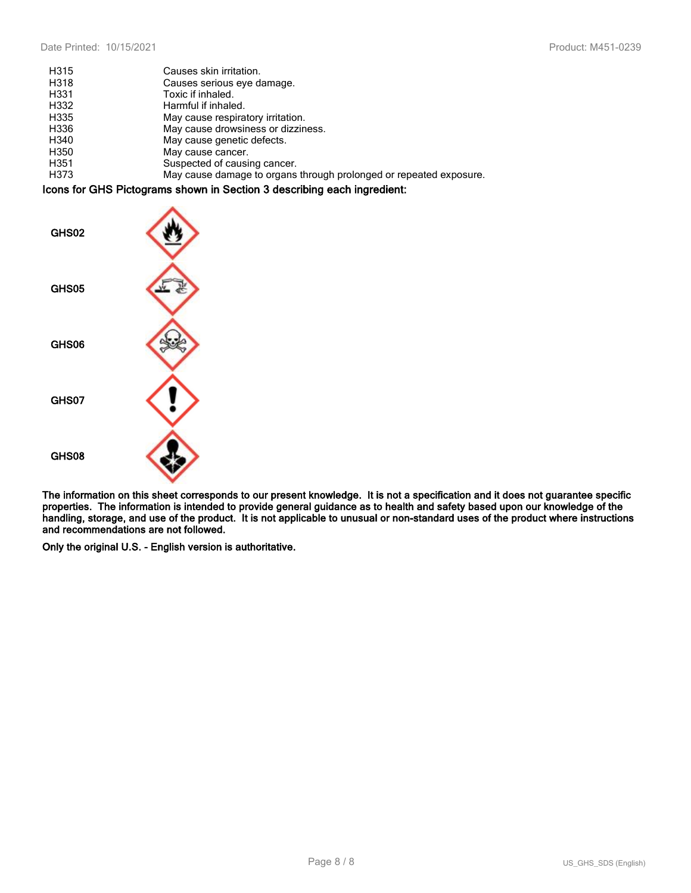| | |
|---|---|
| H315 | Causes skin irritation. |
| H318 | Causes serious eye damage. |
| H331 | Toxic if inhaled. |
| H332 | Harmful if inhaled. |
| H335 | May cause respiratory irritation. |
| H336 | May cause drowsiness or dizziness. |
| H340 | May cause genetic defects. |
| H350 | May cause cancer. |
| H351 | Suspected of causing cancer. |
| H373 | May cause damage to organs through prolonged or repeated exposure. |

**Icons for GHS Pictograms shown in Section 3 describing each ingredient:**

**GHS02**

**GHS05**

**GHS06**

**GHS07**

**GHS08**

**The information on this sheet corresponds to our present knowledge. It is not a specification and it does not guarantee specific properties. The information is intended to provide general guidance as to health and safety based upon our knowledge of the handling, storage, and use of the product. It is not applicable to unusual or non-standard uses of the product where instructions and recommendations are not followed.**

**Only the original U.S. - English version is authoritative.**